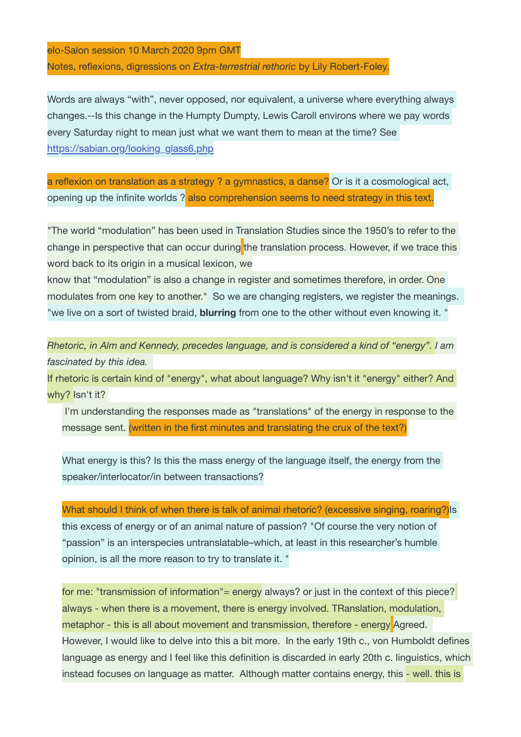elo-Salon session 10 March 2020 9pm GMT
Notes, reflexions, digressions on *Extra-terrestrial rethoric* by Lily Robert-Foley.

Words are always "with", never opposed, nor equivalent, a universe where everything always changes.--Is this change in the Humpty Dumpty, Lewis Caroll environs where we pay words every Saturday night to mean just what we want them to mean at the time? See https://sabian.org/looking_glass6.php

a reflexion on translation as a strategy ? a gymnastics, a danse? Or is it a cosmological act, opening up the infinite worlds ? also comprehension seems to need strategy in this text.

"The world "modulation" has been used in Translation Studies since the 1950's to refer to the change in perspective that can occur during the translation process. However, if we trace this word back to its origin in a musical lexicon, we
know that "modulation" is also a change in register and sometimes therefore, in order. One modulates from one key to another."  So we are changing registers, we register the meanings. "we live on a sort of twisted braid, **blurring** from one to the other without even knowing it. "

*Rhetoric, in Alm and Kennedy, precedes language, and is considered a kind of "energy". I am fascinated by this idea.*
If rhetoric is certain kind of "energy", what about language? Why isn't it "energy" either? And why? Isn't it?

I'm understanding the responses made as "translations" of the energy in response to the message sent. (written in the first minutes and translating the crux of the text?)

What energy is this? Is this the mass energy of the language itself, the energy from the speaker/interlocator/in between transactions?

What should I think of when there is talk of animal rhetoric? (excessive singing, roaring?)Is this excess of energy or of an animal nature of passion? "Of course the very notion of "passion" is an interspecies untranslatable–which, at least in this researcher's humble opinion, is all the more reason to try to translate it. "

for me: "transmission of information"= energy always? or just in the context of this piece? always - when there is a movement, there is energy involved. TRanslation, modulation, metaphor - this is all about movement and transmission, therefore - energy Agreed. However, I would like to delve into this a bit more. In the early 19th c., von Humboldt defines language as energy and I feel like this definition is discarded in early 20th c. linguistics, which instead focuses on language as matter. Although matter contains energy, this - well. this is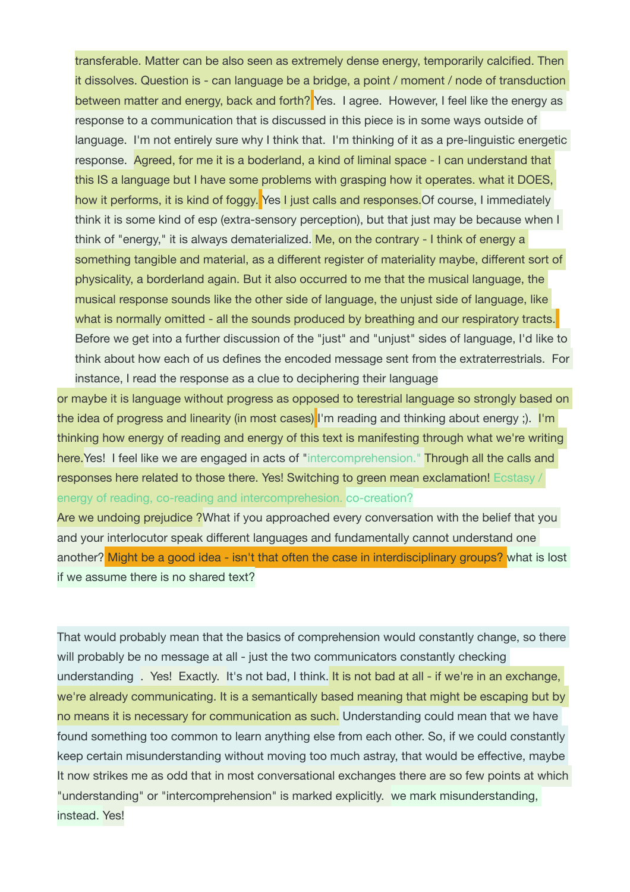transferable. Matter can be also seen as extremely dense energy, temporarily calcified. Then it dissolves. Question is - can language be a bridge, a point / moment / node of transduction between matter and energy, back and forth? Yes. I agree. However, I feel like the energy as response to a communication that is discussed in this piece is in some ways outside of language. I'm not entirely sure why I think that. I'm thinking of it as a pre-linguistic energetic response. Agreed, for me it is a boderland, a kind of liminal space - I can understand that this IS a language but I have some problems with grasping how it operates. what it DOES, how it performs, it is kind of foggy. Yes I just calls and responses.Of course, I immediately think it is some kind of esp (extra-sensory perception), but that just may be because when I think of "energy," it is always dematerialized. Me, on the contrary - I think of energy a something tangible and material, as a different register of materiality maybe, different sort of physicality, a borderland again. But it also occurred to me that the musical language, the musical response sounds like the other side of language, the unjust side of language, like what is normally omitted - all the sounds produced by breathing and our respiratory tracts. Before we get into a further discussion of the "just" and "unjust" sides of language, I'd like to think about how each of us defines the encoded message sent from the extraterrestrials. For instance, I read the response as a clue to deciphering their language

or maybe it is language without progress as opposed to terestrial language so strongly based on the idea of progress and linearity (in most cases) I'm reading and thinking about energy ;). I'm thinking how energy of reading and energy of this text is manifesting through what we're writing here.Yes! I feel like we are engaged in acts of "intercomprehension." Through all the calls and responses here related to those there. Yes! Switching to green mean exclamation! Ecstasy / energy of reading, co-reading and intercomprehesion. co-creation?

Are we undoing prejudice ?What if you approached every conversation with the belief that you and your interlocutor speak different languages and fundamentally cannot understand one another? Might be a good idea - isn't that often the case in interdisciplinary groups? what is lost if we assume there is no shared text?

That would probably mean that the basics of comprehension would constantly change, so there will probably be no message at all - just the two communicators constantly checking understanding . Yes! Exactly. It's not bad, I think. It is not bad at all - if we're in an exchange, we're already communicating. It is a semantically based meaning that might be escaping but by no means it is necessary for communication as such. Understanding could mean that we have found something too common to learn anything else from each other. So, if we could constantly keep certain misunderstanding without moving too much astray, that would be effective, maybe It now strikes me as odd that in most conversational exchanges there are so few points at which "understanding" or "intercomprehension" is marked explicitly. we mark misunderstanding, instead. Yes!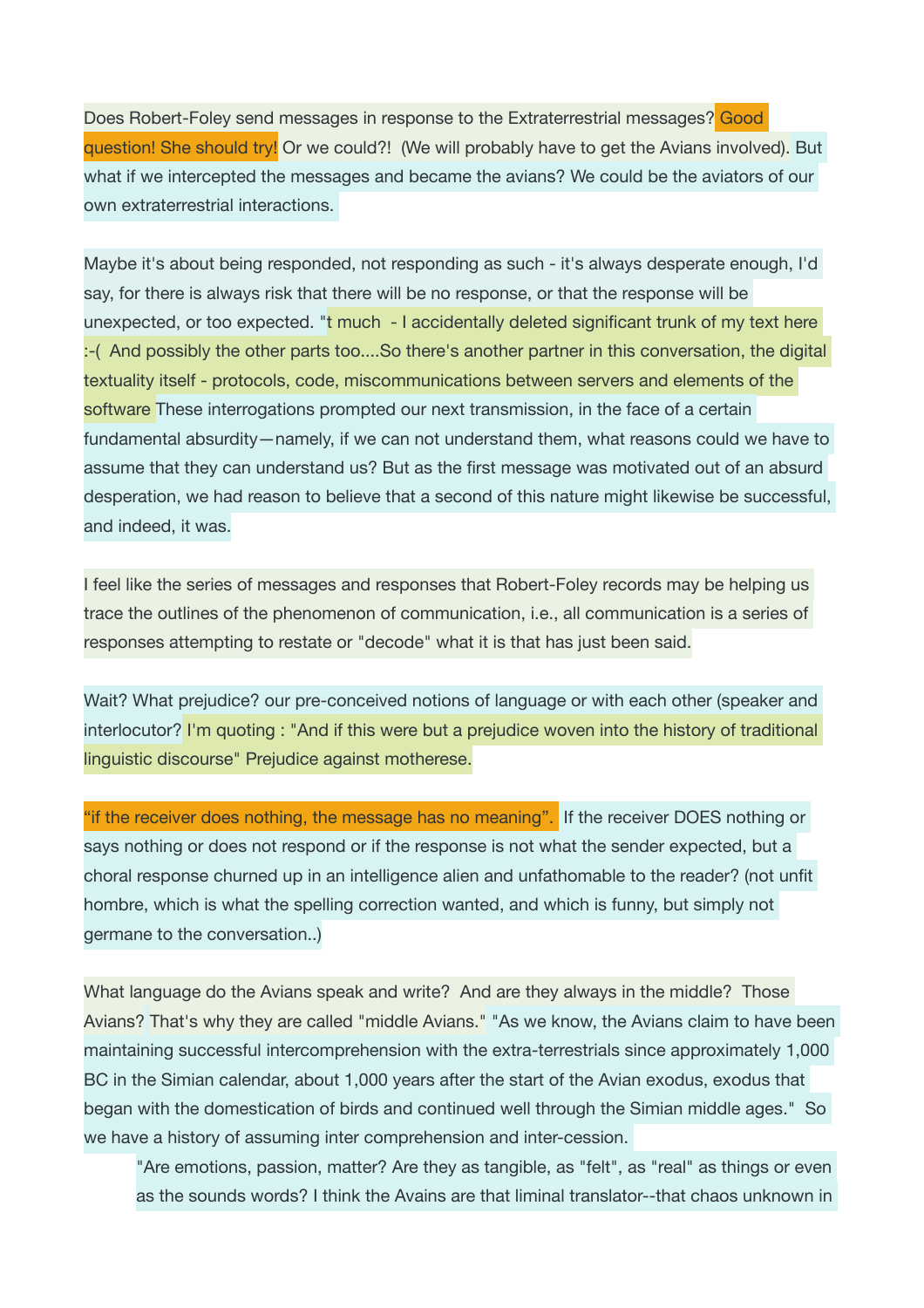Does Robert-Foley send messages in response to the Extraterrestrial messages? Good question! She should try! Or we could?! (We will probably have to get the Avians involved). But what if we intercepted the messages and became the avians? We could be the aviators of our own extraterrestrial interactions.

Maybe it's about being responded, not responding as such - it's always desperate enough, I'd say, for there is always risk that there will be no response, or that the response will be unexpected, or too expected. "t much - I accidentally deleted significant trunk of my text here :-( And possibly the other parts too....So there's another partner in this conversation, the digital textuality itself - protocols, code, miscommunications between servers and elements of the software These interrogations prompted our next transmission, in the face of a certain fundamental absurdity—namely, if we can not understand them, what reasons could we have to assume that they can understand us? But as the first message was motivated out of an absurd desperation, we had reason to believe that a second of this nature might likewise be successful, and indeed, it was.

I feel like the series of messages and responses that Robert-Foley records may be helping us trace the outlines of the phenomenon of communication, i.e., all communication is a series of responses attempting to restate or "decode" what it is that has just been said.

Wait? What prejudice? our pre-conceived notions of language or with each other (speaker and interlocutor? I'm quoting : "And if this were but a prejudice woven into the history of traditional linguistic discourse" Prejudice against motherese.

"if the receiver does nothing, the message has no meaning". If the receiver DOES nothing or says nothing or does not respond or if the response is not what the sender expected, but a choral response churned up in an intelligence alien and unfathomable to the reader? (not unfit hombre, which is what the spelling correction wanted, and which is funny, but simply not germane to the conversation..)

What language do the Avians speak and write? And are they always in the middle? Those Avians? That's why they are called "middle Avians." "As we know, the Avians claim to have been maintaining successful intercomprehension with the extra-terrestrials since approximately 1,000 BC in the Simian calendar, about 1,000 years after the start of the Avian exodus, exodus that began with the domestication of birds and continued well through the Simian middle ages." So we have a history of assuming inter comprehension and inter-cession.

> "Are emotions, passion, matter? Are they as tangible, as "felt", as "real" as things or even as the sounds words? I think the Avains are that liminal translator--that chaos unknown in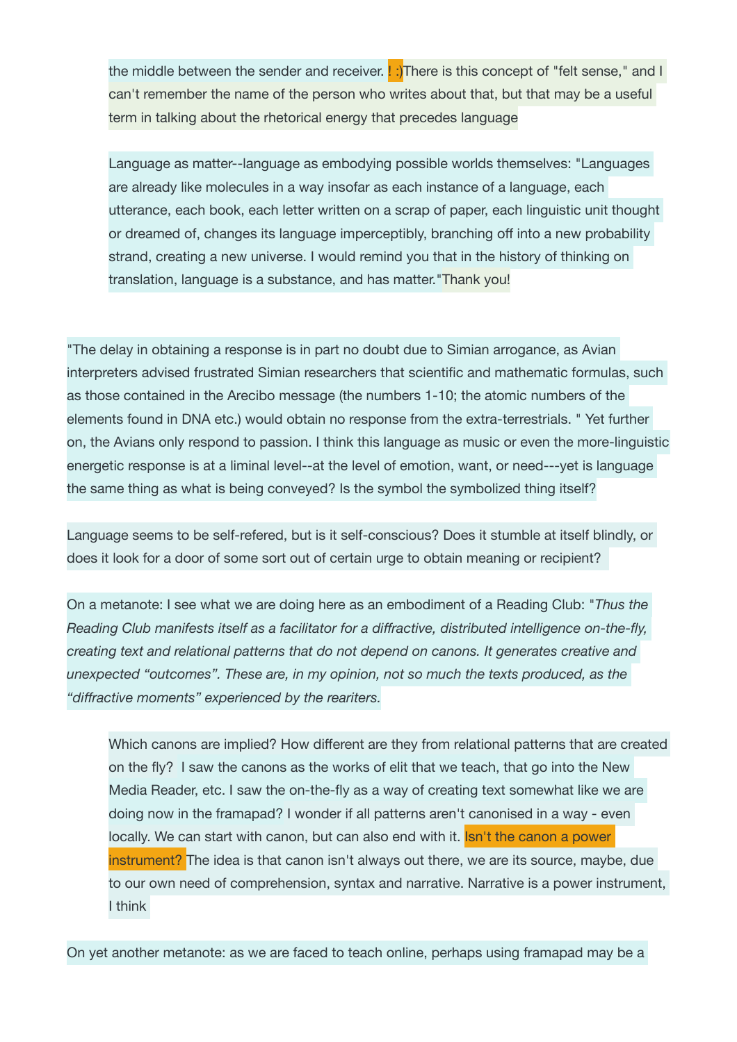> the middle between the sender and receiver. ! :)There is this concept of "felt sense," and I can't remember the name of the person who writes about that, but that may be a useful term in talking about the rhetorical energy that precedes language
>
> Language as matter--language as embodying possible worlds themselves: "Languages are already like molecules in a way insofar as each instance of a language, each utterance, each book, each letter written on a scrap of paper, each linguistic unit thought or dreamed of, changes its language imperceptibly, branching off into a new probability strand, creating a new universe. I would remind you that in the history of thinking on translation, language is a substance, and has matter."Thank you!

"The delay in obtaining a response is in part no doubt due to Simian arrogance, as Avian interpreters advised frustrated Simian researchers that scientific and mathematic formulas, such as those contained in the Arecibo message (the numbers 1-10; the atomic numbers of the elements found in DNA etc.) would obtain no response from the extra-terrestrials. " Yet further on, the Avians only respond to passion. I think this language as music or even the more-linguistic energetic response is at a liminal level--at the level of emotion, want, or need---yet is language the same thing as what is being conveyed? Is the symbol the symbolized thing itself?

Language seems to be self-refered, but is it self-conscious? Does it stumble at itself blindly, or does it look for a door of some sort out of certain urge to obtain meaning or recipient?

On a metanote: I see what we are doing here as an embodiment of a Reading Club: "*Thus the Reading Club manifests itself as a facilitator for a diffractive, distributed intelligence on-the-fly, creating text and relational patterns that do not depend on canons. It generates creative and unexpected "outcomes". These are, in my opinion, not so much the texts produced, as the "diffractive moments" experienced by the reariters.*

> Which canons are implied? How different are they from relational patterns that are created on the fly? I saw the canons as the works of elit that we teach, that go into the New Media Reader, etc. I saw the on-the-fly as a way of creating text somewhat like we are doing now in the framapad? I wonder if all patterns aren't canonised in a way - even locally. We can start with canon, but can also end with it. Isn't the canon a power instrument? The idea is that canon isn't always out there, we are its source, maybe, due to our own need of comprehension, syntax and narrative. Narrative is a power instrument, I think

On yet another metanote: as we are faced to teach online, perhaps using framapad may be a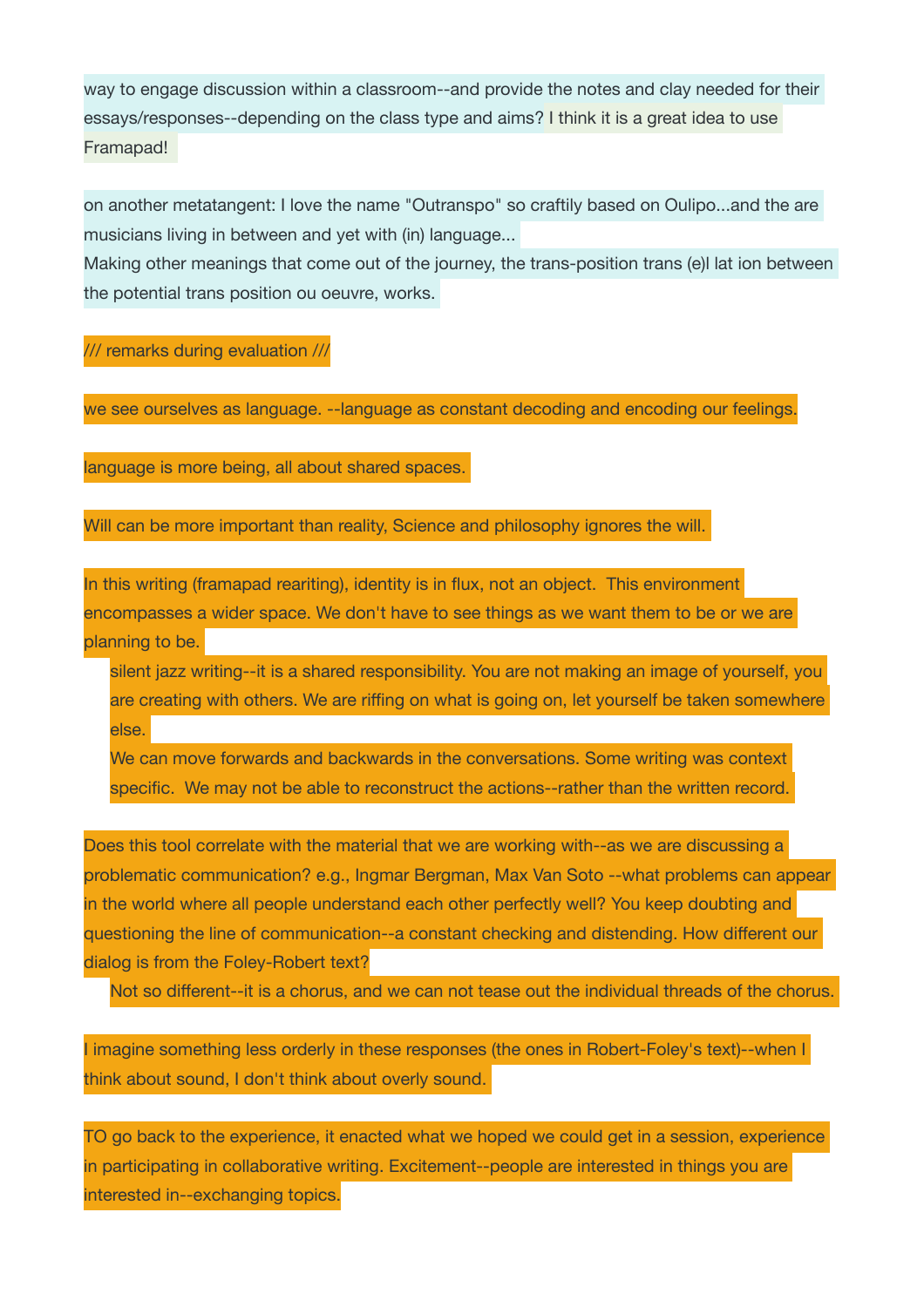way to engage discussion within a classroom--and provide the notes and clay needed for their essays/responses--depending on the class type and aims? I think it is a great idea to use Framapad!

on another metatangent: I love the name "Outranspo" so craftily based on Oulipo...and the are musicians living in between and yet with (in) language...
Making other meanings that come out of the journey, the trans-position trans (e)l lat ion between the potential trans position ou oeuvre, works.

/// remarks during evaluation ///

we see ourselves as language. --language as constant decoding and encoding our feelings.

language is more being, all about shared spaces.

Will can be more important than reality, Science and philosophy ignores the will.

In this writing (framapad reariting), identity is in flux, not an object.  This environment encompasses a wider space. We don't have to see things as we want them to be or we are planning to be.

> silent jazz writing--it is a shared responsibility. You are not making an image of yourself, you are creating with others. We are riffing on what is going on, let yourself be taken somewhere else.
> We can move forwards and backwards in the conversations. Some writing was context specific.  We may not be able to reconstruct the actions--rather than the written record.

Does this tool correlate with the material that we are working with--as we are discussing a problematic communication? e.g., Ingmar Bergman, Max Van Soto --what problems can appear in the world where all people understand each other perfectly well? You keep doubting and questioning the line of communication--a constant checking and distending. How different our dialog is from the Foley-Robert text?

> Not so different--it is a chorus, and we can not tease out the individual threads of the chorus.

I imagine something less orderly in these responses (the ones in Robert-Foley's text)--when I think about sound, I don't think about overly sound.

TO go back to the experience, it enacted what we hoped we could get in a session, experience in participating in collaborative writing. Excitement--people are interested in things you are interested in--exchanging topics.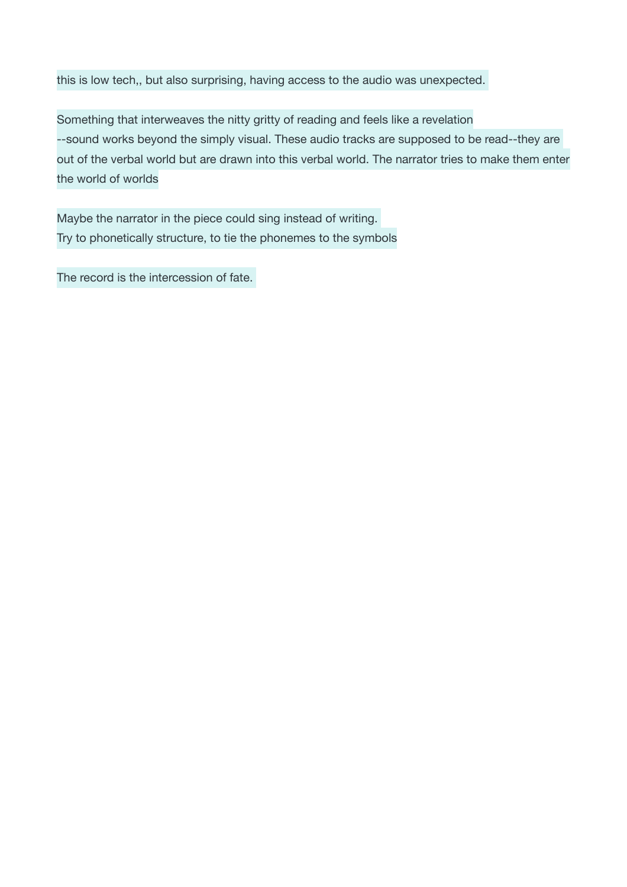this is low tech,, but also surprising, having access to the audio was unexpected.

Something that interweaves the nitty gritty of reading and feels like a revelation
--sound works beyond the simply visual. These audio tracks are supposed to be read--they are out of the verbal world but are drawn into this verbal world. The narrator tries to make them enter the world of worlds

Maybe the narrator in the piece could sing instead of writing.
Try to phonetically structure, to tie the phonemes to the symbols

The record is the intercession of fate.